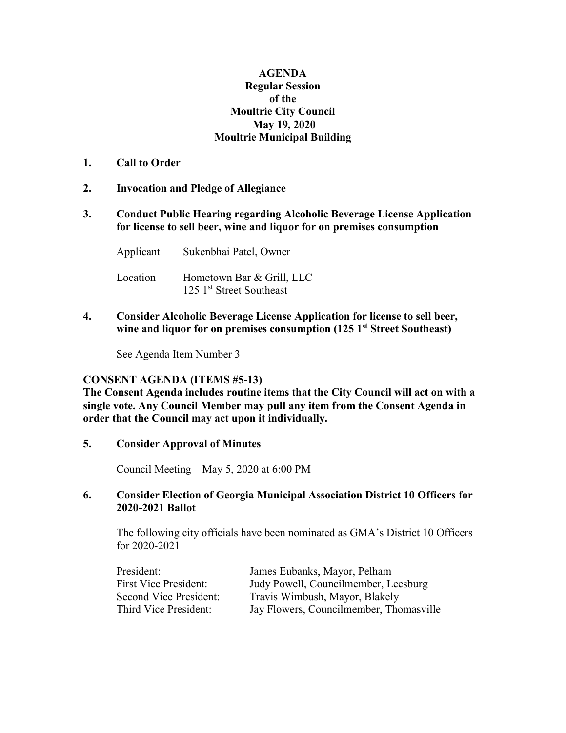**AGENDA**
**Regular Session**
**of the**
**Moultrie City Council**
**May 19, 2020**
**Moultrie Municipal Building**

**1. Call to Order**

**2. Invocation and Pledge of Allegiance**

**3. Conduct Public Hearing regarding Alcoholic Beverage License Application for license to sell beer, wine and liquor for on premises consumption**

| | |
|---|---|
| Applicant | Sukenbhai Patel, Owner |
| Location | Hometown Bar & Grill, LLC<br>125 1st Street Southeast |

**4. Consider Alcoholic Beverage License Application for license to sell beer, wine and liquor for on premises consumption (125 1st Street Southeast)**

See Agenda Item Number 3

**CONSENT AGENDA (ITEMS #5-13)**

**The Consent Agenda includes routine items that the City Council will act on with a single vote. Any Council Member may pull any item from the Consent Agenda in order that the Council may act upon it individually.**

**5. Consider Approval of Minutes**

Council Meeting – May 5, 2020 at 6:00 PM

**6. Consider Election of Georgia Municipal Association District 10 Officers for 2020-2021 Ballot**

The following city officials have been nominated as GMA's District 10 Officers for 2020-2021

| | |
|---|---|
| President: | James Eubanks, Mayor, Pelham |
| First Vice President: | Judy Powell, Councilmember, Leesburg |
| Second Vice President: | Travis Wimbush, Mayor, Blakely |
| Third Vice President: | Jay Flowers, Councilmember, Thomasville |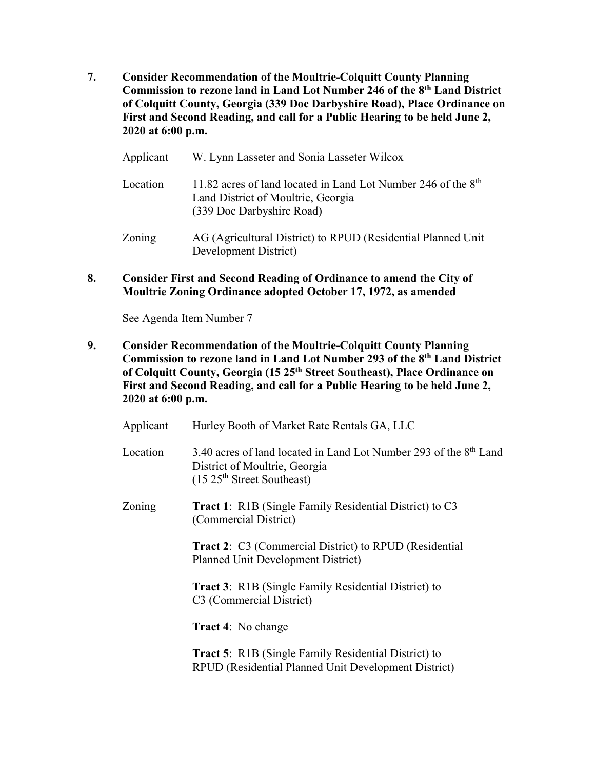**7. Consider Recommendation of the Moultrie-Colquitt County Planning Commission to rezone land in Land Lot Number 246 of the 8th Land District of Colquitt County, Georgia (339 Doc Darbyshire Road), Place Ordinance on First and Second Reading, and call for a Public Hearing to be held June 2, 2020 at 6:00 p.m.**

| | |
|---|---|
| Applicant | W. Lynn Lasseter and Sonia Lasseter Wilcox |
| Location | 11.82 acres of land located in Land Lot Number 246 of the 8th Land District of Moultrie, Georgia (339 Doc Darbyshire Road) |
| Zoning | AG (Agricultural District) to RPUD (Residential Planned Unit Development District) |

**8. Consider First and Second Reading of Ordinance to amend the City of Moultrie Zoning Ordinance adopted October 17, 1972, as amended**

See Agenda Item Number 7

**9. Consider Recommendation of the Moultrie-Colquitt County Planning Commission to rezone land in Land Lot Number 293 of the 8th Land District of Colquitt County, Georgia (15 25th Street Southeast), Place Ordinance on First and Second Reading, and call for a Public Hearing to be held June 2, 2020 at 6:00 p.m.**

| | |
|---|---|
| Applicant | Hurley Booth of Market Rate Rentals GA, LLC |
| Location | 3.40 acres of land located in Land Lot Number 293 of the 8th Land District of Moultrie, Georgia (15 25th Street Southeast) |
| Zoning | **Tract 1**: R1B (Single Family Residential District) to C3 (Commercial District) |
| | **Tract 2**: C3 (Commercial District) to RPUD (Residential Planned Unit Development District) |
| | **Tract 3**: R1B (Single Family Residential District) to C3 (Commercial District) |
| | **Tract 4**: No change |
| | **Tract 5**: R1B (Single Family Residential District) to RPUD (Residential Planned Unit Development District) |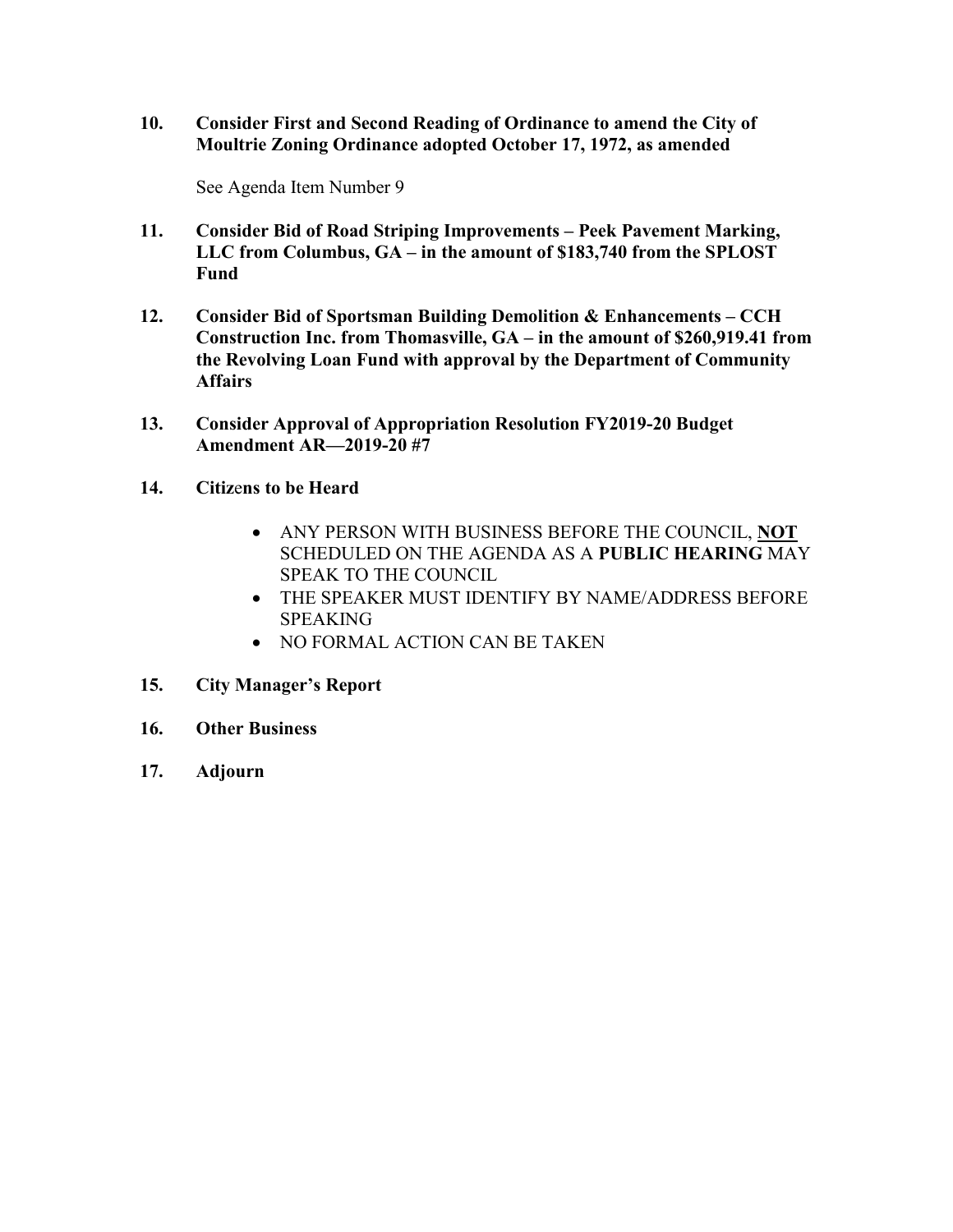**10. Consider First and Second Reading of Ordinance to amend the City of Moultrie Zoning Ordinance adopted October 17, 1972, as amended**

See Agenda Item Number 9

**11. Consider Bid of Road Striping Improvements – Peek Pavement Marking, LLC from Columbus, GA – in the amount of $183,740 from the SPLOST Fund**

**12. Consider Bid of Sportsman Building Demolition & Enhancements – CCH Construction Inc. from Thomasville, GA – in the amount of $260,919.41 from the Revolving Loan Fund with approval by the Department of Community Affairs**

**13. Consider Approval of Appropriation Resolution FY2019-20 Budget Amendment AR—2019-20 #7**

**14. Citizens to be Heard**

- ANY PERSON WITH BUSINESS BEFORE THE COUNCIL, <u>**NOT**</u> SCHEDULED ON THE AGENDA AS A **PUBLIC HEARING** MAY SPEAK TO THE COUNCIL
- THE SPEAKER MUST IDENTIFY BY NAME/ADDRESS BEFORE SPEAKING
- NO FORMAL ACTION CAN BE TAKEN

**15. City Manager's Report**

**16. Other Business**

**17. Adjourn**